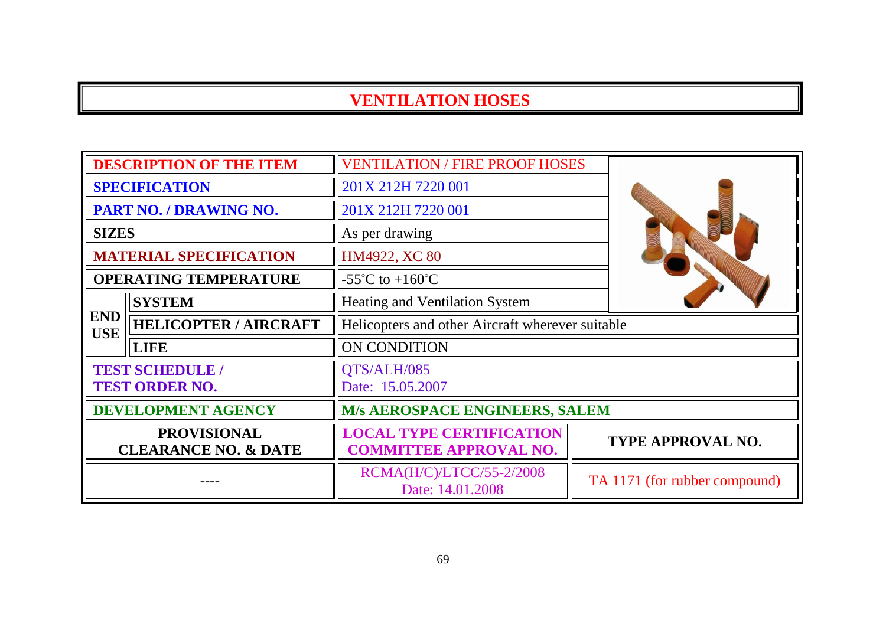# VENTILATION HOSES

| | | | |
|---|---|---|---|
| **DESCRIPTION OF THE ITEM** | | VENTILATION / FIRE PROOF HOSES | |
| **SPECIFICATION** | | 201X 212H 7220 001 | |
| **PART NO. / DRAWING NO.** | | 201X 212H 7220 001 | |
| **SIZES** | | As per drawing | |
| **MATERIAL SPECIFICATION** | | HM4922, XC 80 | |
| **OPERATING TEMPERATURE** | | -55°C to +160°C | |
| **END USE** | **SYSTEM** | Heating and Ventilation System | |
| | **HELICOPTER / AIRCRAFT** | Helicopters and other Aircraft wherever suitable | |
| | **LIFE** | ON CONDITION | |
| **TEST SCHEDULE / TEST ORDER NO.** | | QTS/ALH/085 Date: 15.05.2007 | |
| **DEVELOPMENT AGENCY** | | **M/s AEROSPACE ENGINEERS, SALEM** | |
| **PROVISIONAL CLEARANCE NO. & DATE** | | **LOCAL TYPE CERTIFICATION COMMITTEE APPROVAL NO.** | **TYPE APPROVAL NO.** |
| ---- | | RCMA(H/C)/LTCC/55-2/2008 Date: 14.01.2008 | TA 1171 (for rubber compound) |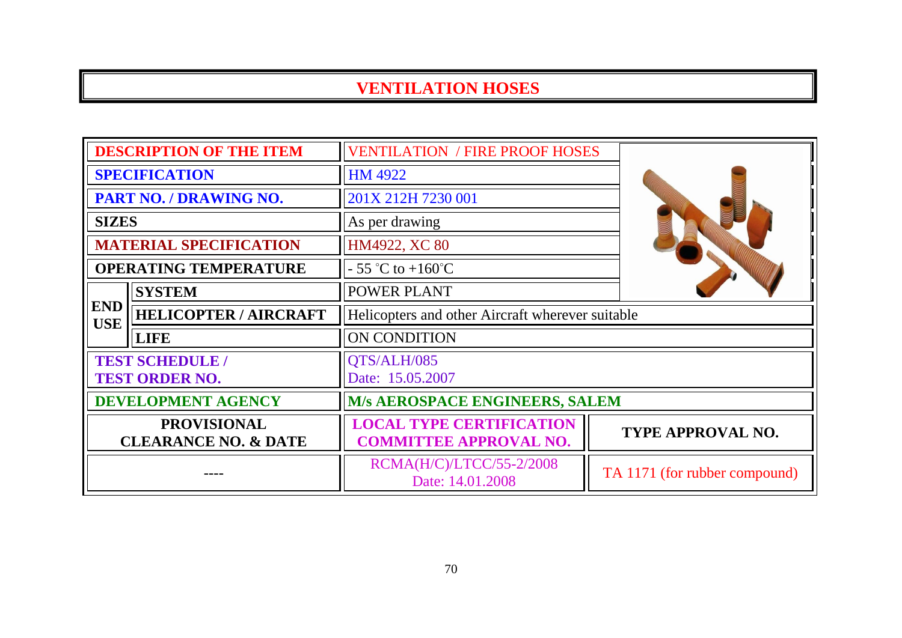# VENTILATION HOSES

| | | | |
|---|---|---|---|
| **DESCRIPTION OF THE ITEM** | | VENTILATION / FIRE PROOF HOSES | |
| **SPECIFICATION** | | HM 4922 | |
| **PART NO. / DRAWING NO.** | | 201X 212H 7230 001 | |
| **SIZES** | | As per drawing | |
| **MATERIAL SPECIFICATION** | | HM4922, XC 80 | |
| **OPERATING TEMPERATURE** | | - 55 °C to +160°C | |
| **END USE** | **SYSTEM** | POWER PLANT | |
| | **HELICOPTER / AIRCRAFT** | Helicopters and other Aircraft wherever suitable | |
| | **LIFE** | ON CONDITION | |
| **TEST SCHEDULE / TEST ORDER NO.** | | QTS/ALH/085 Date: 15.05.2007 | |
| **DEVELOPMENT AGENCY** | | **M/s AEROSPACE ENGINEERS, SALEM** | |
| **PROVISIONAL CLEARANCE NO. & DATE** | | **LOCAL TYPE CERTIFICATION COMMITTEE APPROVAL NO.** | **TYPE APPROVAL NO.** |
| ---- | | RCMA(H/C)/LTCC/55-2/2008 Date: 14.01.2008 | TA 1171 (for rubber compound) |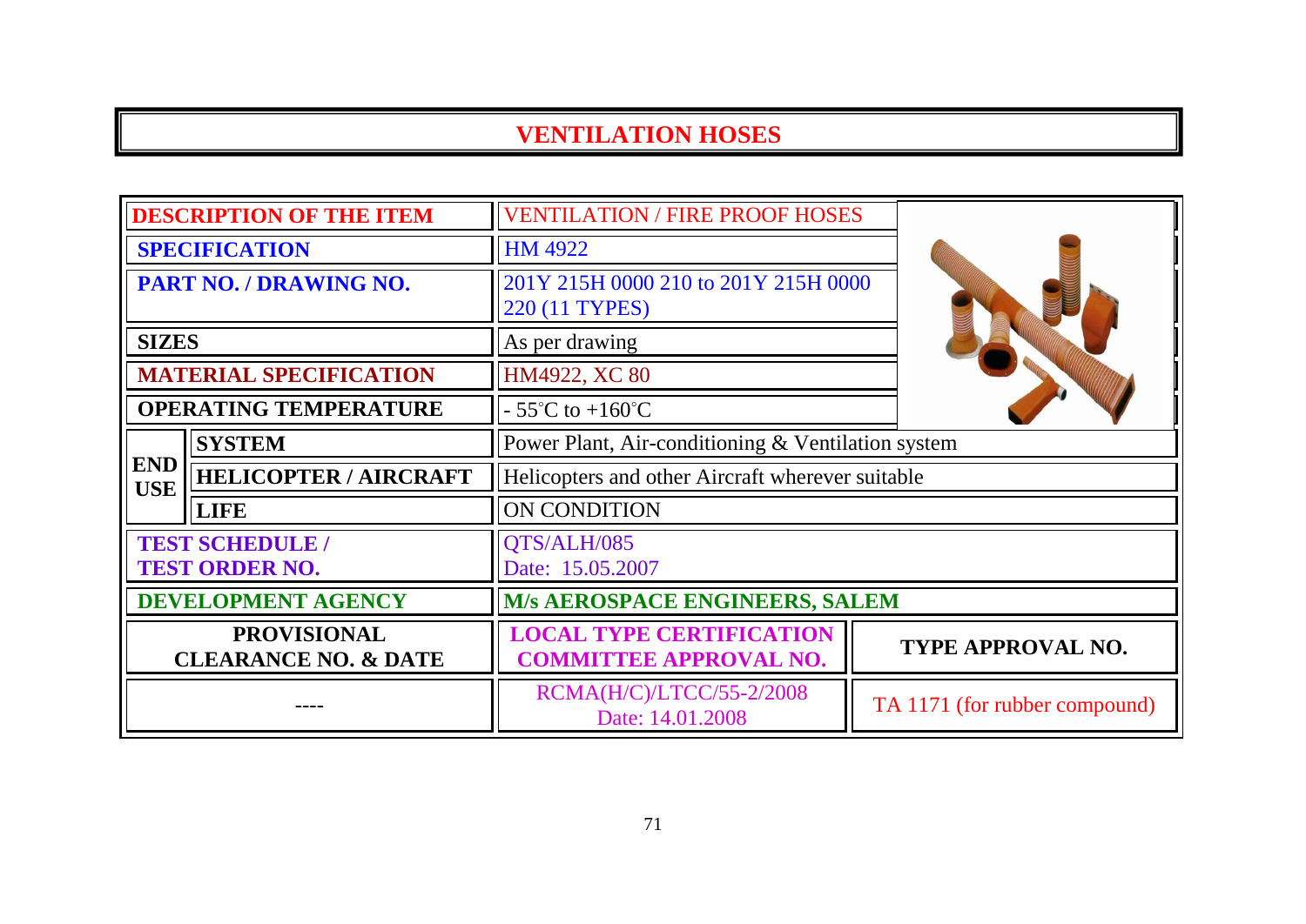# VENTILATION HOSES

| | | |
|---|---|---|
| **DESCRIPTION OF THE ITEM** | | VENTILATION / FIRE PROOF HOSES |
| **SPECIFICATION** | | HM 4922 |
| **PART NO. / DRAWING NO.** | | 201Y 215H 0000 210 to 201Y 215H 0000 220 (11 TYPES) |
| **SIZES** | | As per drawing |
| **MATERIAL SPECIFICATION** | | HM4922, XC 80 |
| **OPERATING TEMPERATURE** | | - 55°C to +160°C |
| **END USE** | **SYSTEM** | Power Plant, Air-conditioning & Ventilation system |
| | **HELICOPTER / AIRCRAFT** | Helicopters and other Aircraft wherever suitable |
| | **LIFE** | ON CONDITION |
| **TEST SCHEDULE / TEST ORDER NO.** | | QTS/ALH/085 Date: 15.05.2007 |
| **DEVELOPMENT AGENCY** | | **M/s AEROSPACE ENGINEERS, SALEM** |

| PROVISIONAL CLEARANCE NO. & DATE | LOCAL TYPE CERTIFICATION COMMITTEE APPROVAL NO. | TYPE APPROVAL NO. |
|---|---|---|
| ---- | RCMA(H/C)/LTCC/55-2/2008 Date: 14.01.2008 | TA 1171 (for rubber compound) |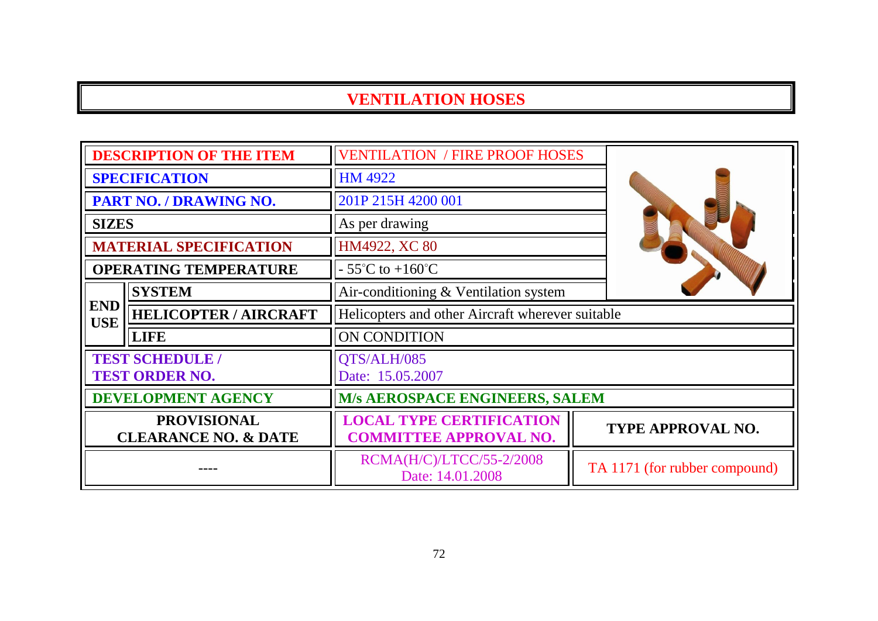# VENTILATION HOSES

| | | | |
|---|---|---|---|
| **DESCRIPTION OF THE ITEM** | | VENTILATION / FIRE PROOF HOSES | |
| **SPECIFICATION** | | HM 4922 | |
| **PART NO. / DRAWING NO.** | | 201P 215H 4200 001 | |
| **SIZES** | | As per drawing | |
| **MATERIAL SPECIFICATION** | | HM4922, XC 80 | |
| **OPERATING TEMPERATURE** | | - 55°C to +160°C | |
| **END USE** | **SYSTEM** | Air-conditioning & Ventilation system | |
| | **HELICOPTER / AIRCRAFT** | Helicopters and other Aircraft wherever suitable | |
| | **LIFE** | ON CONDITION | |
| **TEST SCHEDULE / TEST ORDER NO.** | | QTS/ALH/085 Date: 15.05.2007 | |
| **DEVELOPMENT AGENCY** | | **M/s AEROSPACE ENGINEERS, SALEM** | |
| **PROVISIONAL CLEARANCE NO. & DATE** | | **LOCAL TYPE CERTIFICATION COMMITTEE APPROVAL NO.** | **TYPE APPROVAL NO.** |
| ---- | | RCMA(H/C)/LTCC/55-2/2008 Date: 14.01.2008 | TA 1171 (for rubber compound) |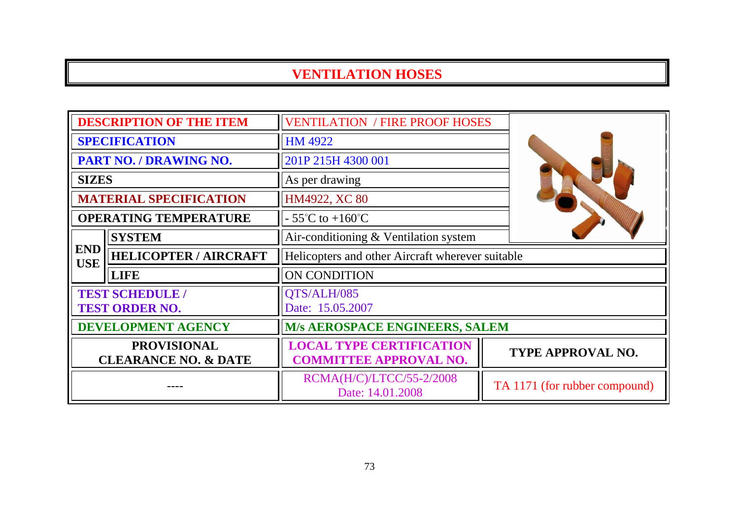# VENTILATION HOSES

| DESCRIPTION OF THE ITEM | | VENTILATION / FIRE PROOF HOSES | |
|---|---|---|---|
| SPECIFICATION | | HM 4922 | |
| PART NO. / DRAWING NO. | | 201P 215H 4300 001 | |
| SIZES | | As per drawing | |
| MATERIAL SPECIFICATION | | HM4922, XC 80 | |
| OPERATING TEMPERATURE | | - 55°C to +160°C | |
| END USE | SYSTEM | Air-conditioning & Ventilation system | |
| | HELICOPTER / AIRCRAFT | Helicopters and other Aircraft wherever suitable | |
| | LIFE | ON CONDITION | |
| TEST SCHEDULE / TEST ORDER NO. | | QTS/ALH/085 Date: 15.05.2007 | |
| DEVELOPMENT AGENCY | | M/s AEROSPACE ENGINEERS, SALEM | |
| PROVISIONAL CLEARANCE NO. & DATE | | LOCAL TYPE CERTIFICATION COMMITTEE APPROVAL NO. | TYPE APPROVAL NO. |
| ---- | | RCMA(H/C)/LTCC/55-2/2008 Date: 14.01.2008 | TA 1171 (for rubber compound) |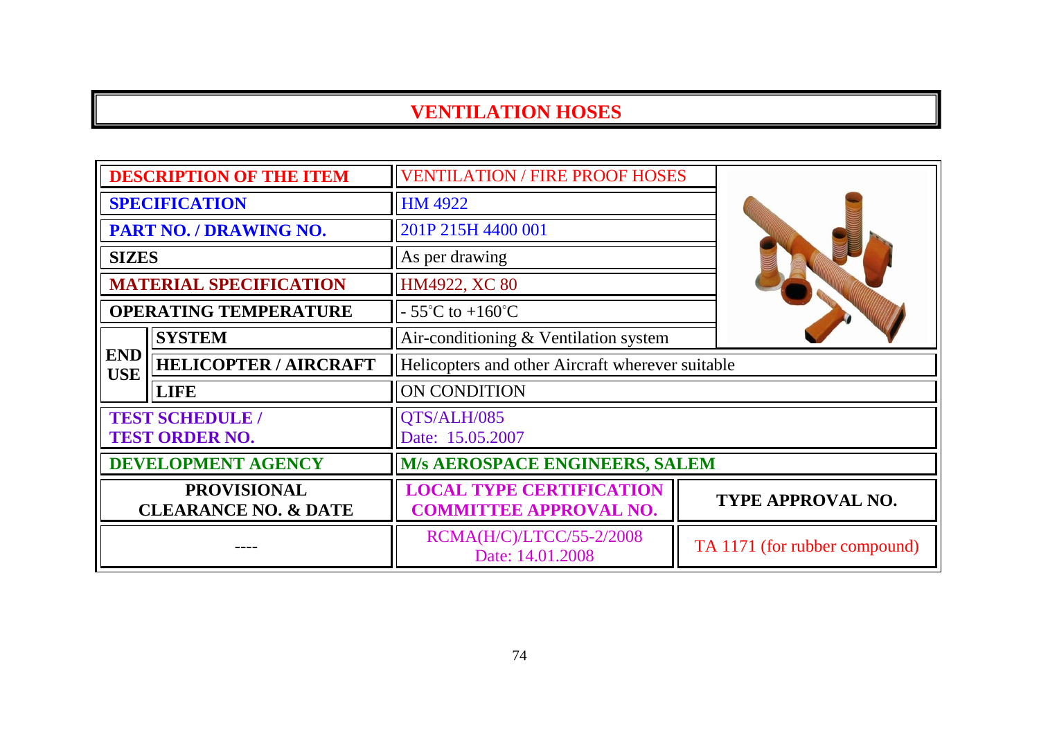# VENTILATION HOSES

| | | | |
|---|---|---|---|
| **DESCRIPTION OF THE ITEM** | | VENTILATION / FIRE PROOF HOSES | |
| **SPECIFICATION** | | HM 4922 | |
| **PART NO. / DRAWING NO.** | | 201P 215H 4400 001 | |
| **SIZES** | | As per drawing | |
| **MATERIAL SPECIFICATION** | | HM4922, XC 80 | |
| **OPERATING TEMPERATURE** | | - 55°C to +160°C | |
| **END USE** | **SYSTEM** | Air-conditioning & Ventilation system | |
| | **HELICOPTER / AIRCRAFT** | Helicopters and other Aircraft wherever suitable | |
| | **LIFE** | ON CONDITION | |
| **TEST SCHEDULE / TEST ORDER NO.** | | QTS/ALH/085 Date: 15.05.2007 | |
| **DEVELOPMENT AGENCY** | | **M/s AEROSPACE ENGINEERS, SALEM** | |
| **PROVISIONAL CLEARANCE NO. & DATE** | | **LOCAL TYPE CERTIFICATION COMMITTEE APPROVAL NO.** | **TYPE APPROVAL NO.** |
| ---- | | RCMA(H/C)/LTCC/55-2/2008 Date: 14.01.2008 | TA 1171 (for rubber compound) |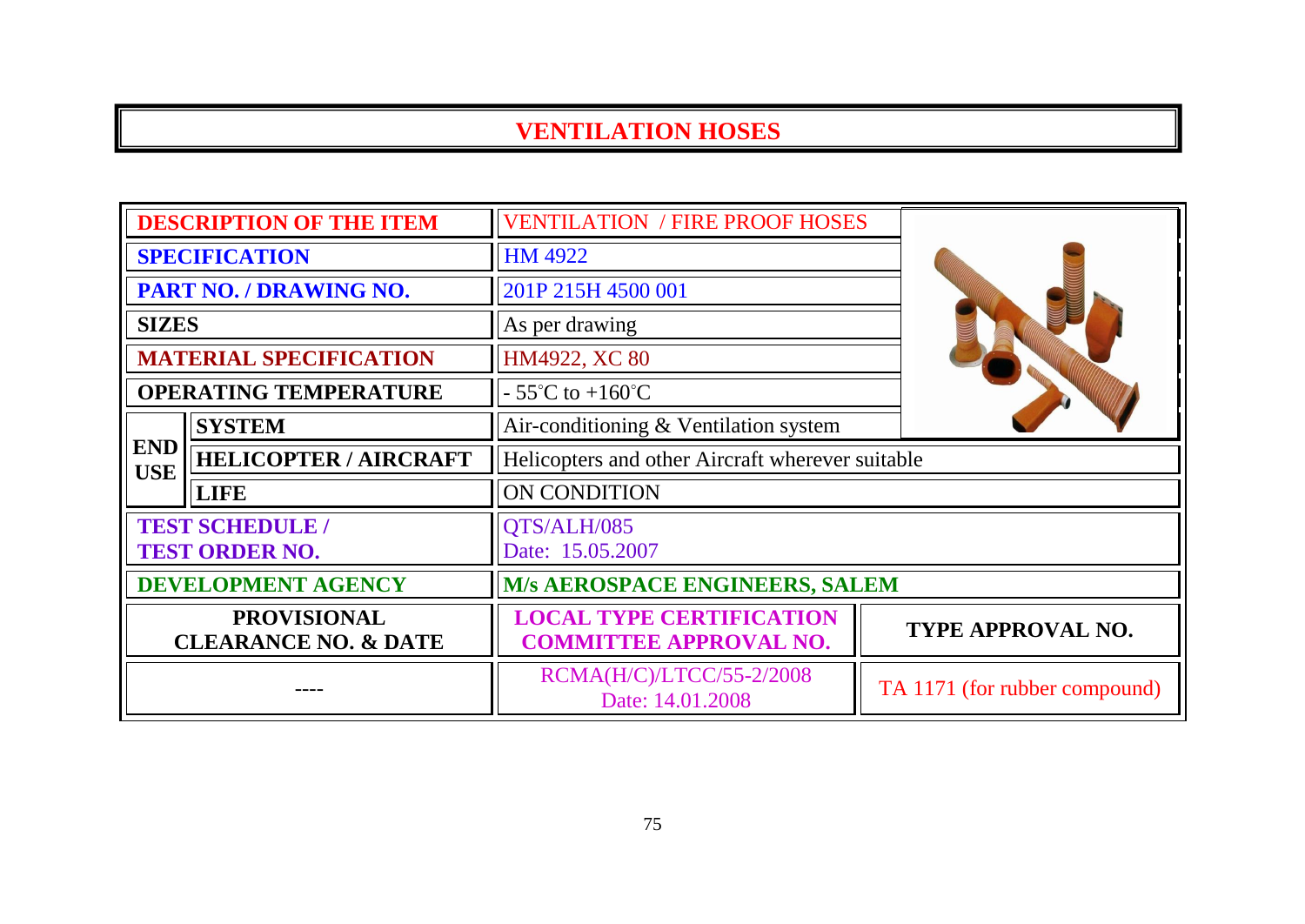# VENTILATION HOSES

| DESCRIPTION OF THE ITEM | | VENTILATION / FIRE PROOF HOSES | |
|---|---|---|---|
| SPECIFICATION | | HM 4922 | |
| PART NO. / DRAWING NO. | | 201P 215H 4500 001 | |
| SIZES | | As per drawing | |
| MATERIAL SPECIFICATION | | HM4922, XC 80 | |
| OPERATING TEMPERATURE | | - 55°C to +160°C | |
| END USE | SYSTEM | Air-conditioning & Ventilation system | |
| | HELICOPTER / AIRCRAFT | Helicopters and other Aircraft wherever suitable | |
| | LIFE | ON CONDITION | |
| TEST SCHEDULE / TEST ORDER NO. | | QTS/ALH/085 Date: 15.05.2007 | |
| DEVELOPMENT AGENCY | | M/s AEROSPACE ENGINEERS, SALEM | |
| PROVISIONAL CLEARANCE NO. & DATE | | LOCAL TYPE CERTIFICATION COMMITTEE APPROVAL NO. | TYPE APPROVAL NO. |
| ---- | | RCMA(H/C)/LTCC/55-2/2008 Date: 14.01.2008 | TA 1171 (for rubber compound) |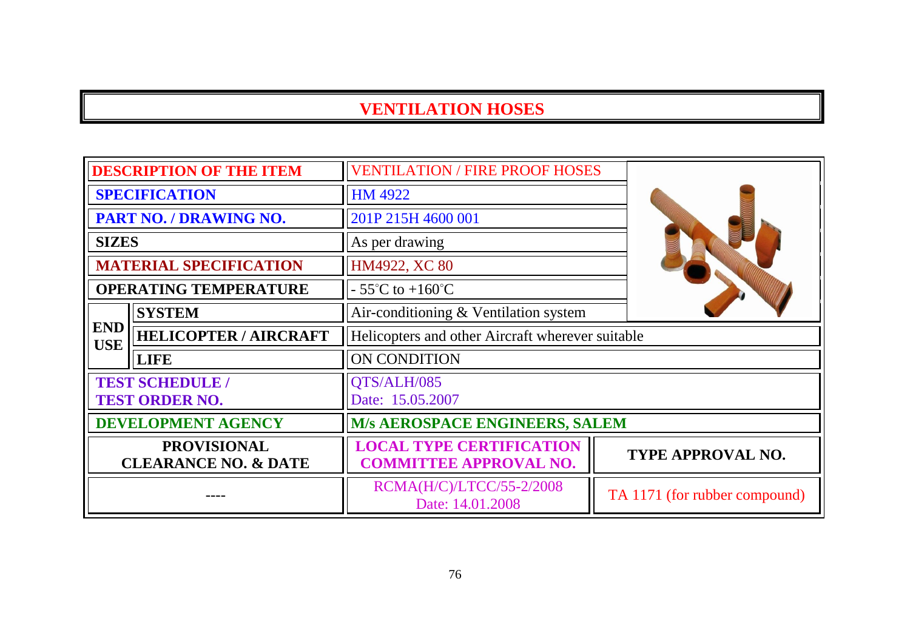# VENTILATION HOSES

| | | | |
|---|---|---|---|
| **DESCRIPTION OF THE ITEM** | | VENTILATION / FIRE PROOF HOSES | |
| **SPECIFICATION** | | HM 4922 | |
| **PART NO. / DRAWING NO.** | | 201P 215H 4600 001 | |
| **SIZES** | | As per drawing | |
| **MATERIAL SPECIFICATION** | | HM4922, XC 80 | |
| **OPERATING TEMPERATURE** | | - 55°C to +160°C | |
| **END USE** | **SYSTEM** | Air-conditioning & Ventilation system | |
| | **HELICOPTER / AIRCRAFT** | Helicopters and other Aircraft wherever suitable | |
| | **LIFE** | ON CONDITION | |
| **TEST SCHEDULE / TEST ORDER NO.** | | QTS/ALH/085<br>Date: 15.05.2007 | |
| **DEVELOPMENT AGENCY** | | **M/s AEROSPACE ENGINEERS, SALEM** | |
| **PROVISIONAL CLEARANCE NO. & DATE** | | **LOCAL TYPE CERTIFICATION COMMITTEE APPROVAL NO.** | **TYPE APPROVAL NO.** |
| ---- | | RCMA(H/C)/LTCC/55-2/2008<br>Date: 14.01.2008 | TA 1171 (for rubber compound) |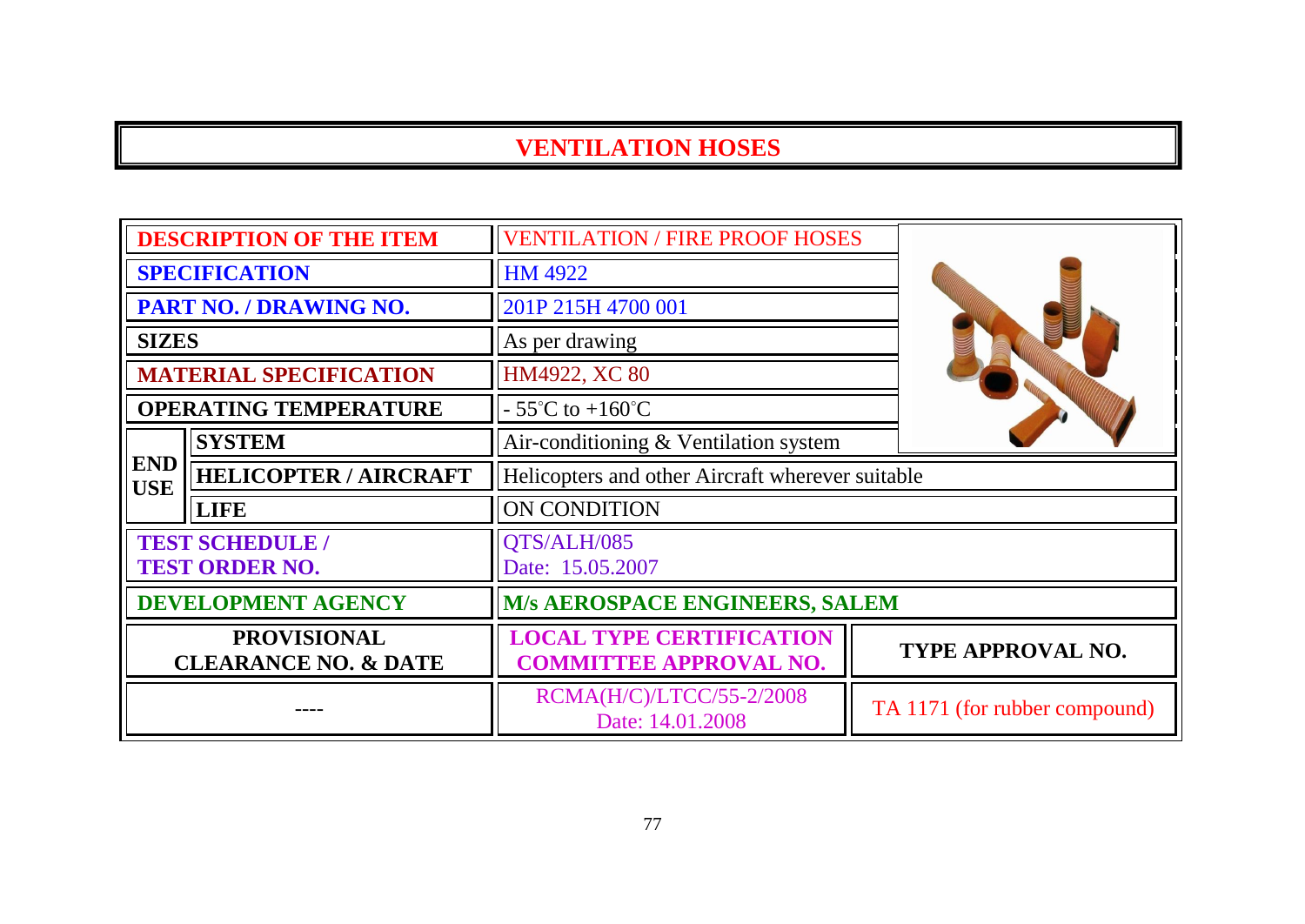# VENTILATION HOSES

| | | | |
|---|---|---|---|
| **DESCRIPTION OF THE ITEM** | | VENTILATION / FIRE PROOF HOSES | |
| **SPECIFICATION** | | HM 4922 | |
| **PART NO. / DRAWING NO.** | | 201P 215H 4700 001 | |
| **SIZES** | | As per drawing | |
| **MATERIAL SPECIFICATION** | | HM4922, XC 80 | |
| **OPERATING TEMPERATURE** | | - 55°C to +160°C | |
| **END USE** | **SYSTEM** | Air-conditioning & Ventilation system | |
| | **HELICOPTER / AIRCRAFT** | Helicopters and other Aircraft wherever suitable | |
| | **LIFE** | ON CONDITION | |
| **TEST SCHEDULE / TEST ORDER NO.** | | QTS/ALH/085<br>Date: 15.05.2007 | |
| **DEVELOPMENT AGENCY** | | **M/s AEROSPACE ENGINEERS, SALEM** | |
| **PROVISIONAL CLEARANCE NO. & DATE** | | **LOCAL TYPE CERTIFICATION COMMITTEE APPROVAL NO.** | **TYPE APPROVAL NO.** |
| ---- | | RCMA(H/C)/LTCC/55-2/2008<br>Date: 14.01.2008 | TA 1171 (for rubber compound) |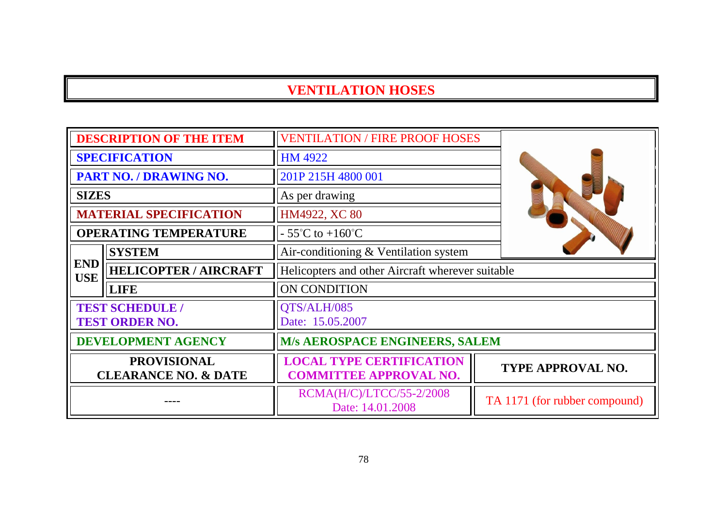# VENTILATION HOSES

| | | | |
|---|---|---|---|
| **DESCRIPTION OF THE ITEM** | | VENTILATION / FIRE PROOF HOSES | |
| **SPECIFICATION** | | HM 4922 | |
| **PART NO. / DRAWING NO.** | | 201P 215H 4800 001 | |
| **SIZES** | | As per drawing | |
| **MATERIAL SPECIFICATION** | | HM4922, XC 80 | |
| **OPERATING TEMPERATURE** | | - 55°C to +160°C | |
| **END USE** | **SYSTEM** | Air-conditioning & Ventilation system | |
| | **HELICOPTER / AIRCRAFT** | Helicopters and other Aircraft wherever suitable | |
| | **LIFE** | ON CONDITION | |
| **TEST SCHEDULE / TEST ORDER NO.** | | QTS/ALH/085<br>Date: 15.05.2007 | |
| **DEVELOPMENT AGENCY** | | **M/s AEROSPACE ENGINEERS, SALEM** | |
| **PROVISIONAL CLEARANCE NO. & DATE** | | **LOCAL TYPE CERTIFICATION COMMITTEE APPROVAL NO.** | **TYPE APPROVAL NO.** |
| ---- | | RCMA(H/C)/LTCC/55-2/2008<br>Date: 14.01.2008 | TA 1171 (for rubber compound) |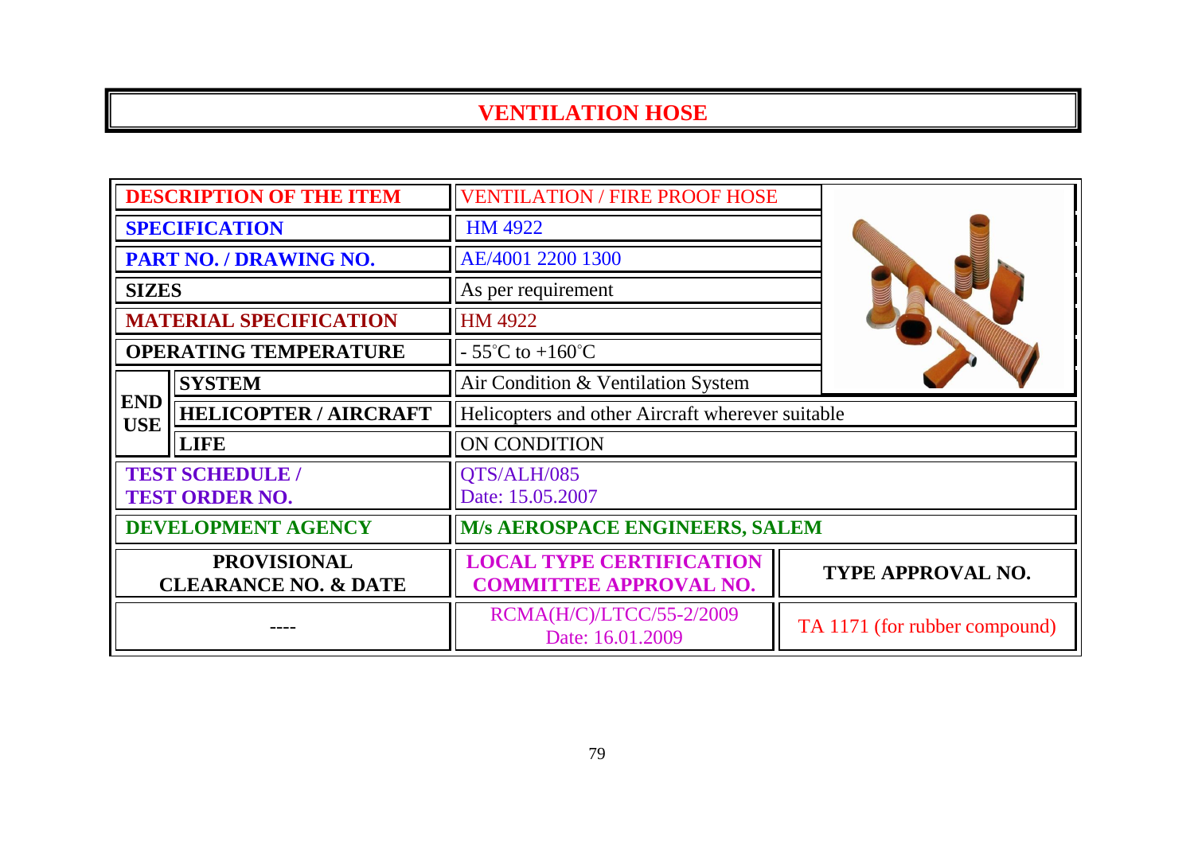# VENTILATION HOSE

| | | |
|---|---|---|
| **DESCRIPTION OF THE ITEM** | | VENTILATION / FIRE PROOF HOSE |
| **SPECIFICATION** | | HM 4922 |
| **PART NO. / DRAWING NO.** | | AE/4001 2200 1300 |
| **SIZES** | | As per requirement |
| **MATERIAL SPECIFICATION** | | HM 4922 |
| **OPERATING TEMPERATURE** | | - 55°C to +160°C |
| **END USE** | **SYSTEM** | Air Condition & Ventilation System |
| | **HELICOPTER / AIRCRAFT** | Helicopters and other Aircraft wherever suitable |
| | **LIFE** | ON CONDITION |
| **TEST SCHEDULE / TEST ORDER NO.** | | QTS/ALH/085 Date: 15.05.2007 |
| **DEVELOPMENT AGENCY** | | **M/s AEROSPACE ENGINEERS, SALEM** |

| PROVISIONAL CLEARANCE NO. & DATE | LOCAL TYPE CERTIFICATION COMMITTEE APPROVAL NO. | TYPE APPROVAL NO. |
|---|---|---|
| ---- | RCMA(H/C)/LTCC/55-2/2009 Date: 16.01.2009 | TA 1171 (for rubber compound) |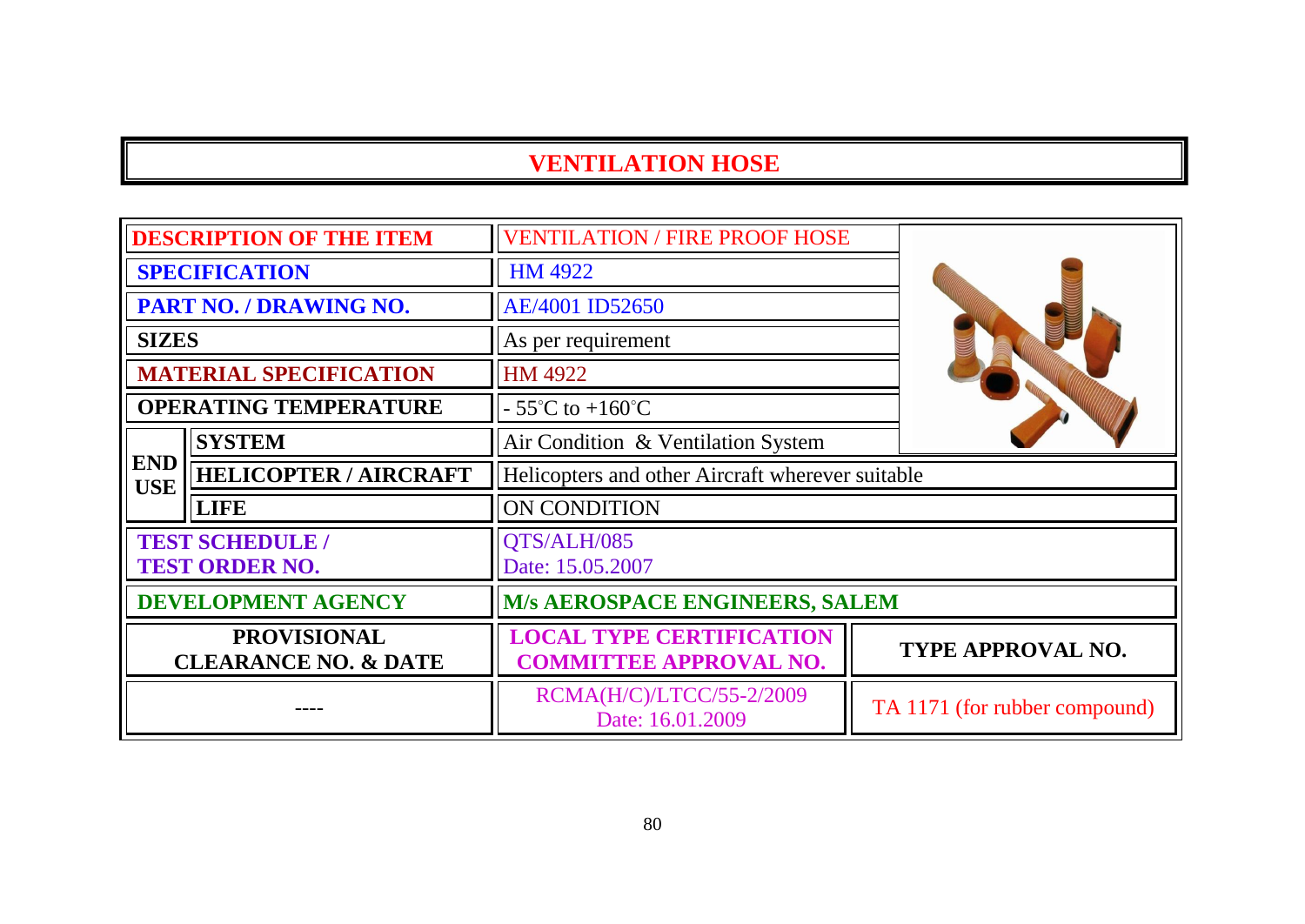# VENTILATION HOSE

| | | | |
|---|---|---|---|
| **DESCRIPTION OF THE ITEM** | | VENTILATION / FIRE PROOF HOSE | |
| **SPECIFICATION** | | HM 4922 | |
| **PART NO. / DRAWING NO.** | | AE/4001 ID52650 | |
| **SIZES** | | As per requirement | |
| **MATERIAL SPECIFICATION** | | HM 4922 | |
| **OPERATING TEMPERATURE** | | - 55°C to +160°C | |
| **END USE** | **SYSTEM** | Air Condition & Ventilation System | |
| | **HELICOPTER / AIRCRAFT** | Helicopters and other Aircraft wherever suitable | |
| | **LIFE** | ON CONDITION | |
| **TEST SCHEDULE / TEST ORDER NO.** | | QTS/ALH/085 Date: 15.05.2007 | |
| **DEVELOPMENT AGENCY** | | **M/s AEROSPACE ENGINEERS, SALEM** | |
| **PROVISIONAL CLEARANCE NO. & DATE** | | **LOCAL TYPE CERTIFICATION COMMITTEE APPROVAL NO.** | **TYPE APPROVAL NO.** |
| ---- | | RCMA(H/C)/LTCC/55-2/2009 Date: 16.01.2009 | TA 1171 (for rubber compound) |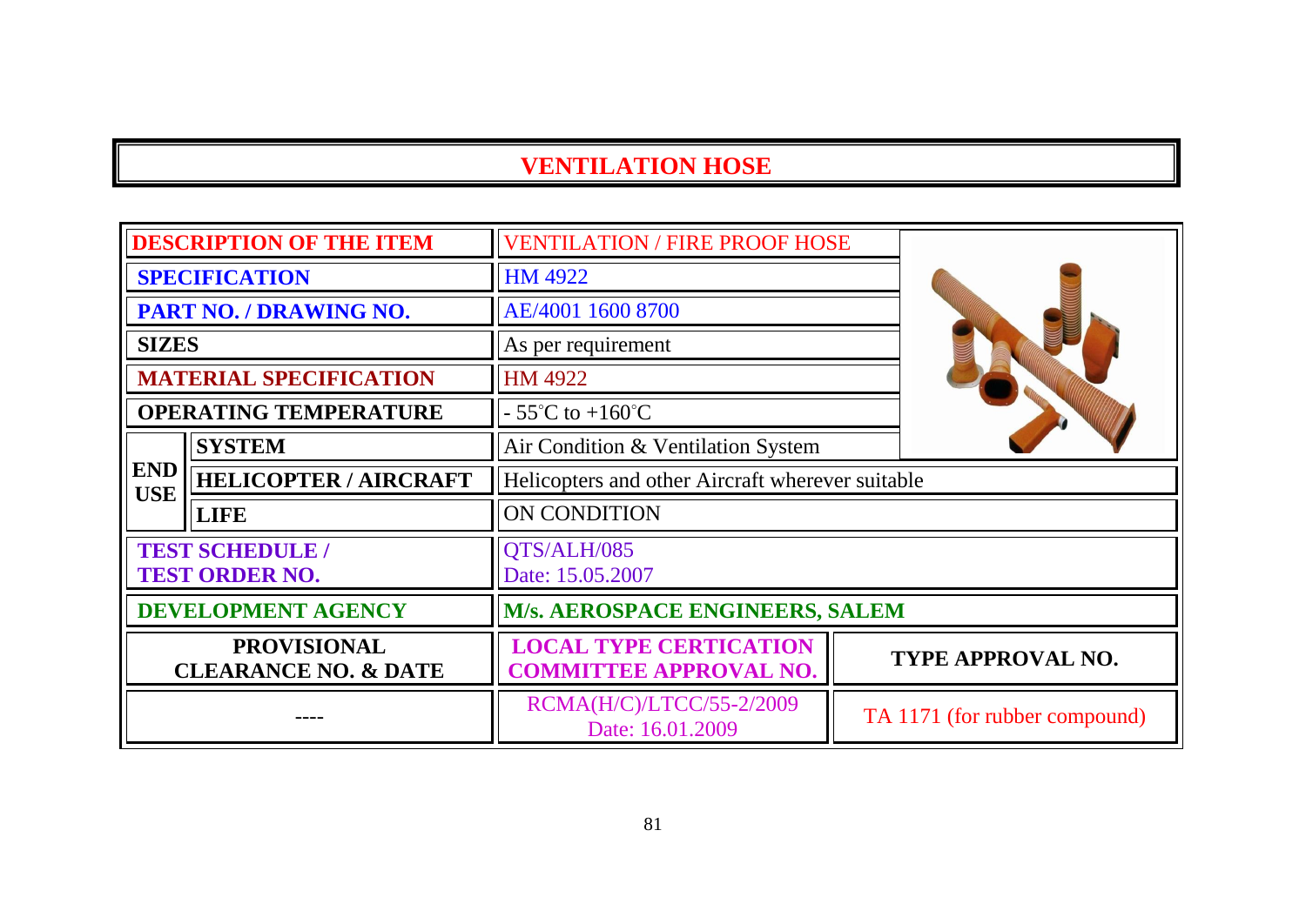# VENTILATION HOSE

| | | | |
|---|---|---|---|
| **DESCRIPTION OF THE ITEM** | | VENTILATION / FIRE PROOF HOSE | |
| **SPECIFICATION** | | HM 4922 | |
| **PART NO. / DRAWING NO.** | | AE/4001 1600 8700 | |
| **SIZES** | | As per requirement | |
| **MATERIAL SPECIFICATION** | | HM 4922 | |
| **OPERATING TEMPERATURE** | | - 55°C to +160°C | |
| **END USE** | **SYSTEM** | Air Condition & Ventilation System | |
| | **HELICOPTER / AIRCRAFT** | Helicopters and other Aircraft wherever suitable | |
| | **LIFE** | ON CONDITION | |
| **TEST SCHEDULE / TEST ORDER NO.** | | QTS/ALH/085 Date: 15.05.2007 | |
| **DEVELOPMENT AGENCY** | | **M/s. AEROSPACE ENGINEERS, SALEM** | |
| **PROVISIONAL CLEARANCE NO. & DATE** | | **LOCAL TYPE CERTICATION COMMITTEE APPROVAL NO.** | **TYPE APPROVAL NO.** |
| ---- | | RCMA(H/C)/LTCC/55-2/2009 Date: 16.01.2009 | TA 1171 (for rubber compound) |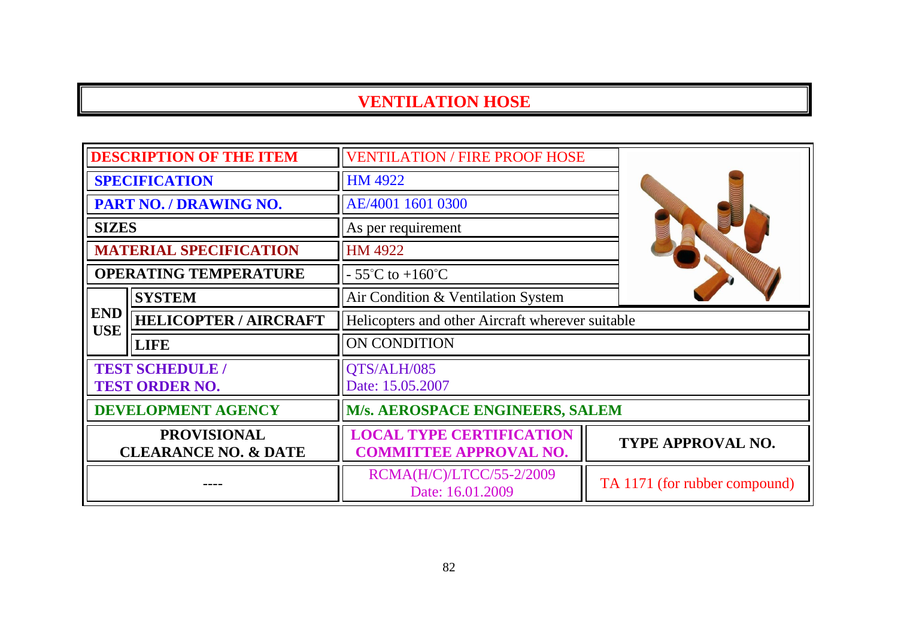# VENTILATION HOSE

| | | | |
|---|---|---|---|
| **DESCRIPTION OF THE ITEM** | | VENTILATION / FIRE PROOF HOSE | |
| **SPECIFICATION** | | HM 4922 | |
| **PART NO. / DRAWING NO.** | | AE/4001 1601 0300 | |
| **SIZES** | | As per requirement | |
| **MATERIAL SPECIFICATION** | | HM 4922 | |
| **OPERATING TEMPERATURE** | | - 55°C to +160°C | |
| **END USE** | **SYSTEM** | Air Condition & Ventilation System | |
| | **HELICOPTER / AIRCRAFT** | Helicopters and other Aircraft wherever suitable | |
| | **LIFE** | ON CONDITION | |
| **TEST SCHEDULE / TEST ORDER NO.** | | QTS/ALH/085 Date: 15.05.2007 | |
| **DEVELOPMENT AGENCY** | | **M/s. AEROSPACE ENGINEERS, SALEM** | |
| **PROVISIONAL CLEARANCE NO. & DATE** | | **LOCAL TYPE CERTIFICATION COMMITTEE APPROVAL NO.** | **TYPE APPROVAL NO.** |
| ---- | | RCMA(H/C)/LTCC/55-2/2009 Date: 16.01.2009 | TA 1171 (for rubber compound) |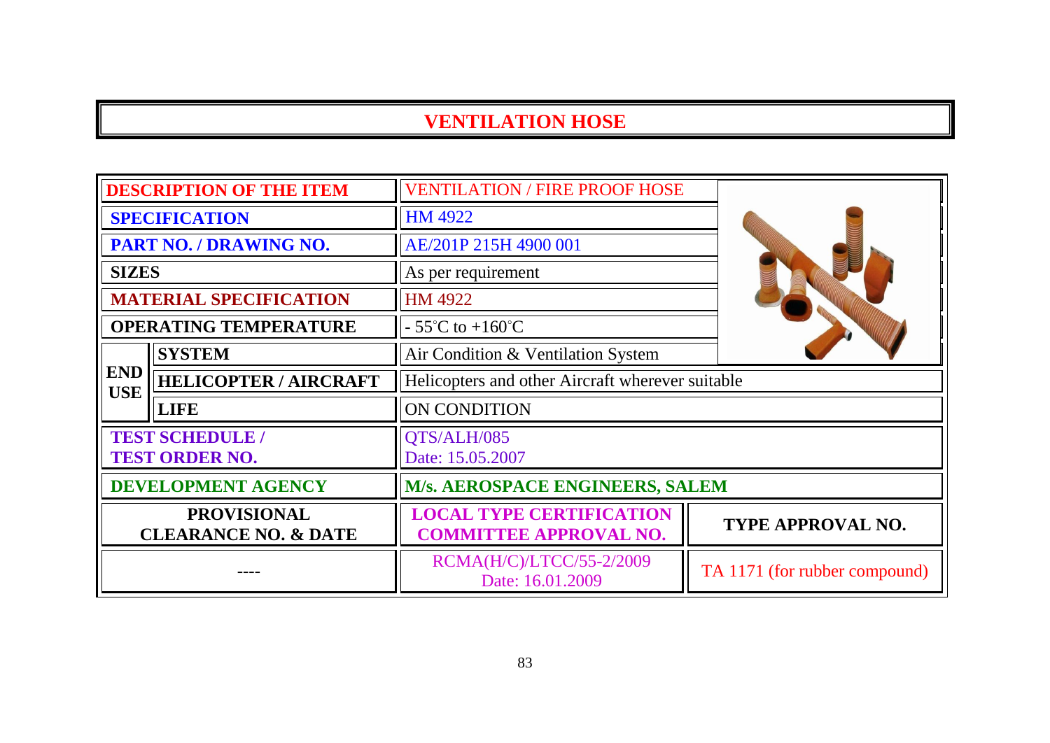# VENTILATION HOSE

| | | | |
|---|---|---|---|
| **DESCRIPTION OF THE ITEM** | | VENTILATION / FIRE PROOF HOSE | |
| **SPECIFICATION** | | HM 4922 | |
| **PART NO. / DRAWING NO.** | | AE/201P 215H 4900 001 | |
| **SIZES** | | As per requirement | |
| **MATERIAL SPECIFICATION** | | HM 4922 | |
| **OPERATING TEMPERATURE** | | - 55°C to +160°C | |
| **END USE** | **SYSTEM** | Air Condition & Ventilation System | |
| | **HELICOPTER / AIRCRAFT** | Helicopters and other Aircraft wherever suitable | |
| | **LIFE** | ON CONDITION | |
| **TEST SCHEDULE / TEST ORDER NO.** | | QTS/ALH/085 Date: 15.05.2007 | |
| **DEVELOPMENT AGENCY** | | **M/s. AEROSPACE ENGINEERS, SALEM** | |
| **PROVISIONAL CLEARANCE NO. & DATE** | | **LOCAL TYPE CERTIFICATION COMMITTEE APPROVAL NO.** | **TYPE APPROVAL NO.** |
| ---- | | RCMA(H/C)/LTCC/55-2/2009 Date: 16.01.2009 | TA 1171 (for rubber compound) |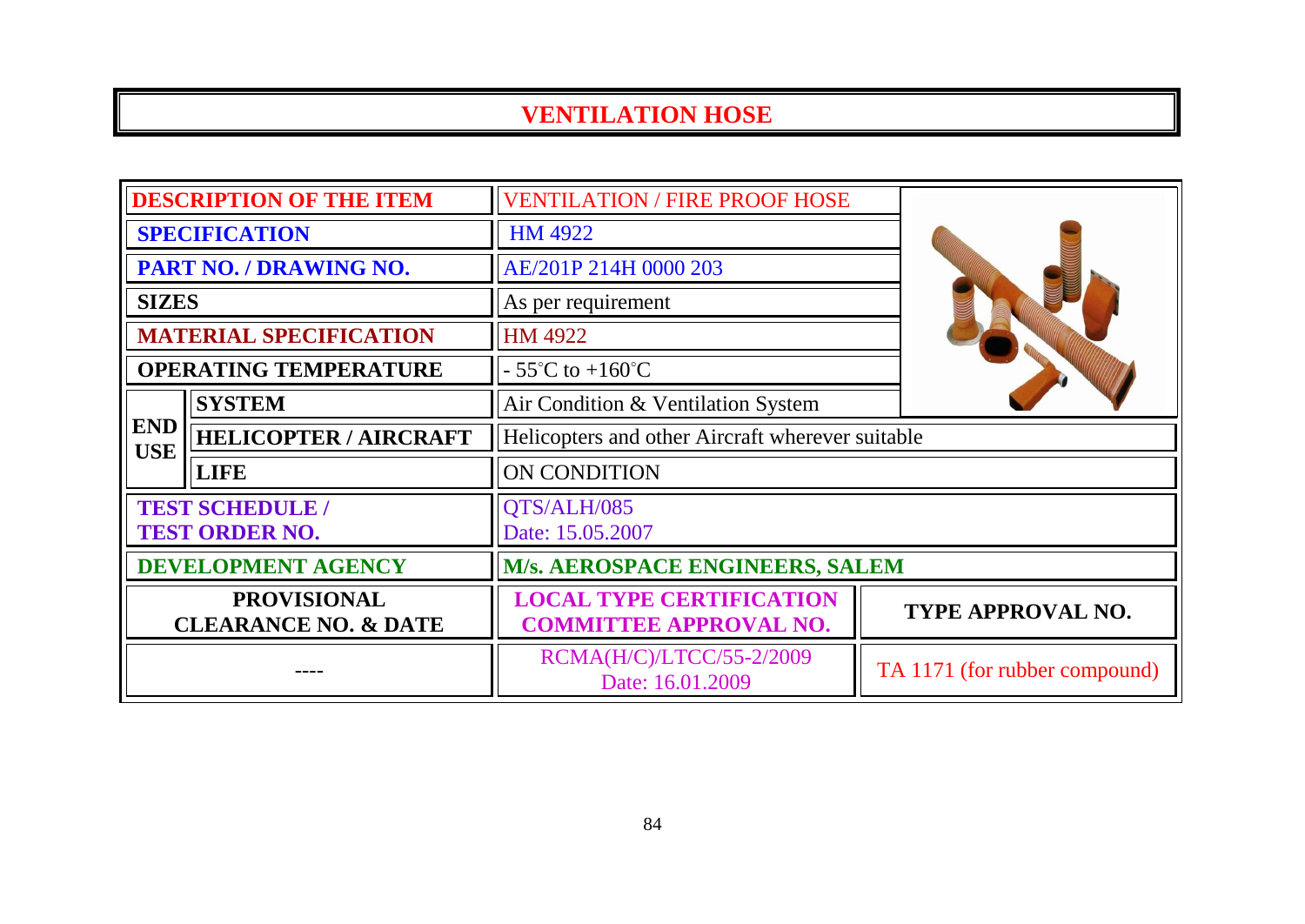# VENTILATION HOSE

| | | | |
|---|---|---|---|
| **DESCRIPTION OF THE ITEM** | | VENTILATION / FIRE PROOF HOSE | |
| **SPECIFICATION** | | HM 4922 | |
| **PART NO. / DRAWING NO.** | | AE/201P 214H 0000 203 | |
| **SIZES** | | As per requirement | |
| **MATERIAL SPECIFICATION** | | HM 4922 | |
| **OPERATING TEMPERATURE** | | - 55°C to +160°C | |
| **END USE** | **SYSTEM** | Air Condition & Ventilation System | |
| | **HELICOPTER / AIRCRAFT** | Helicopters and other Aircraft wherever suitable | |
| | **LIFE** | ON CONDITION | |
| **TEST SCHEDULE / TEST ORDER NO.** | | QTS/ALH/085 Date: 15.05.2007 | |
| **DEVELOPMENT AGENCY** | | **M/s. AEROSPACE ENGINEERS, SALEM** | |
| **PROVISIONAL CLEARANCE NO. & DATE** | | **LOCAL TYPE CERTIFICATION COMMITTEE APPROVAL NO.** | **TYPE APPROVAL NO.** |
| ---- | | RCMA(H/C)/LTCC/55-2/2009 Date: 16.01.2009 | TA 1171 (for rubber compound) |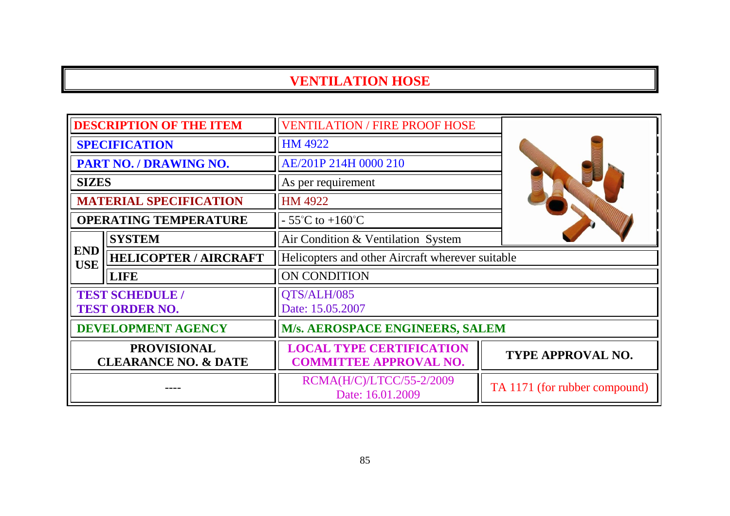# VENTILATION HOSE

| | | | |
|---|---|---|---|
| **DESCRIPTION OF THE ITEM** | | VENTILATION / FIRE PROOF HOSE | |
| **SPECIFICATION** | | HM 4922 | |
| **PART NO. / DRAWING NO.** | | AE/201P 214H 0000 210 | |
| **SIZES** | | As per requirement | |
| **MATERIAL SPECIFICATION** | | HM 4922 | |
| **OPERATING TEMPERATURE** | | - 55°C to +160°C | |
| **END USE** | **SYSTEM** | Air Condition & Ventilation System | |
| | **HELICOPTER / AIRCRAFT** | Helicopters and other Aircraft wherever suitable | |
| | **LIFE** | ON CONDITION | |
| **TEST SCHEDULE / TEST ORDER NO.** | | QTS/ALH/085 Date: 15.05.2007 | |
| **DEVELOPMENT AGENCY** | | **M/s. AEROSPACE ENGINEERS, SALEM** | |
| **PROVISIONAL CLEARANCE NO. & DATE** | | **LOCAL TYPE CERTIFICATION COMMITTEE APPROVAL NO.** | **TYPE APPROVAL NO.** |
| ---- | | RCMA(H/C)/LTCC/55-2/2009 Date: 16.01.2009 | TA 1171 (for rubber compound) |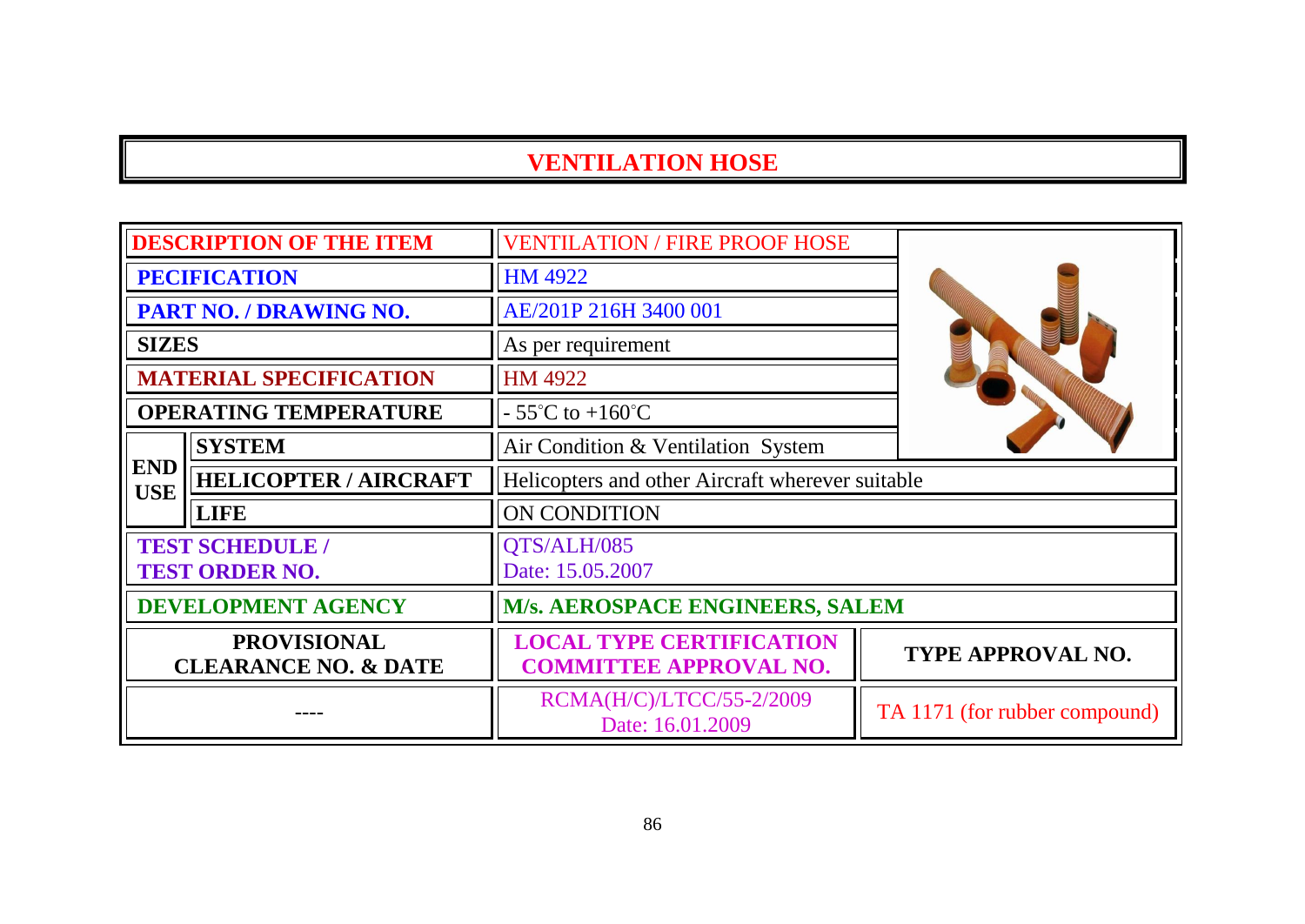# VENTILATION HOSE

| | | | |
|---|---|---|---|
| **DESCRIPTION OF THE ITEM** | | VENTILATION / FIRE PROOF HOSE | |
| **PECIFICATION** | | HM 4922 | |
| **PART NO. / DRAWING NO.** | | AE/201P 216H 3400 001 | |
| **SIZES** | | As per requirement | |
| **MATERIAL SPECIFICATION** | | HM 4922 | |
| **OPERATING TEMPERATURE** | | - 55°C to +160°C | |
| **END USE** | **SYSTEM** | Air Condition & Ventilation System | |
| | **HELICOPTER / AIRCRAFT** | Helicopters and other Aircraft wherever suitable | |
| | **LIFE** | ON CONDITION | |
| **TEST SCHEDULE / TEST ORDER NO.** | | QTS/ALH/085 Date: 15.05.2007 | |
| **DEVELOPMENT AGENCY** | | **M/s. AEROSPACE ENGINEERS, SALEM** | |
| **PROVISIONAL CLEARANCE NO. & DATE** | | **LOCAL TYPE CERTIFICATION COMMITTEE APPROVAL NO.** | **TYPE APPROVAL NO.** |
| ---- | | RCMA(H/C)/LTCC/55-2/2009 Date: 16.01.2009 | TA 1171 (for rubber compound) |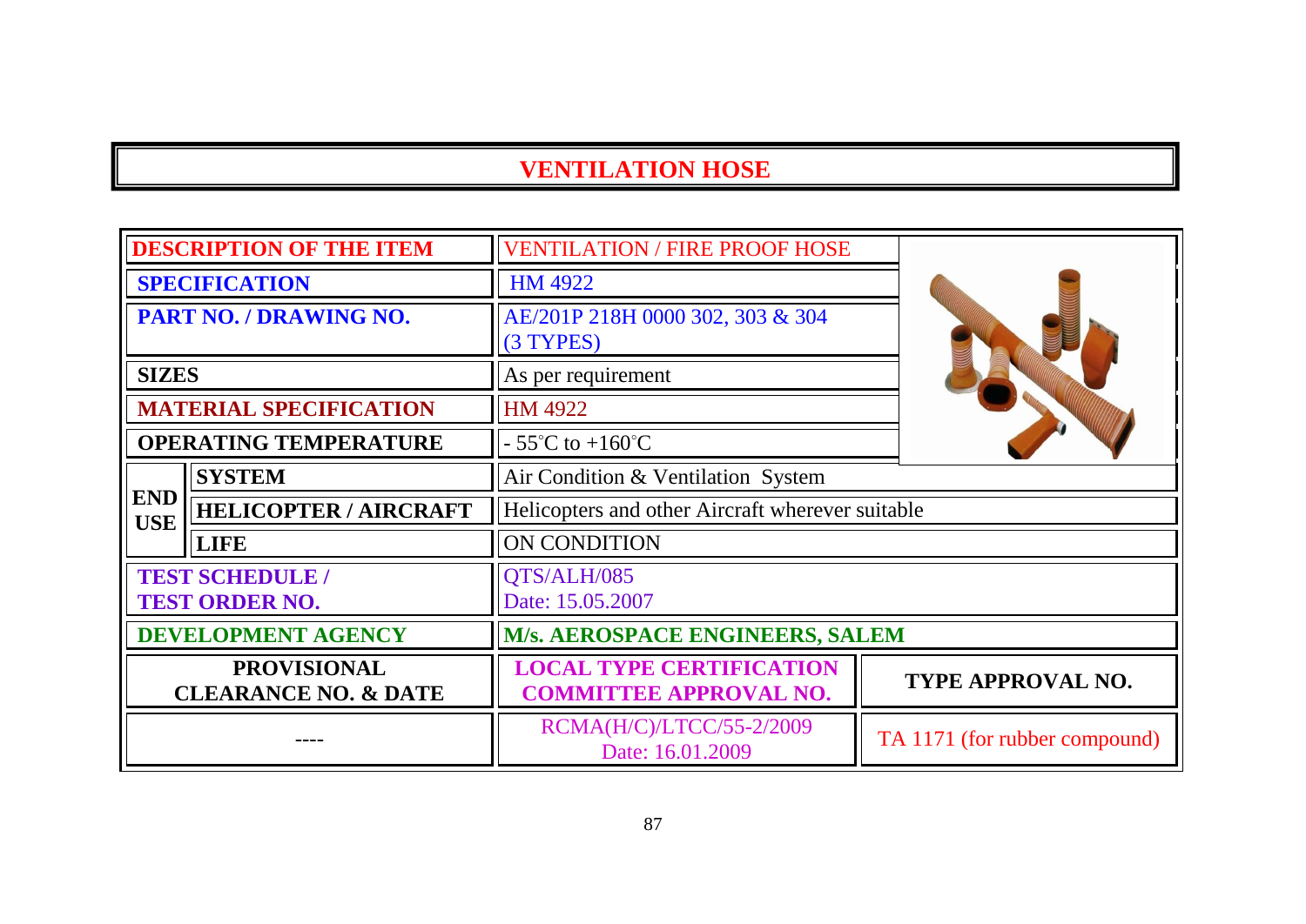# VENTILATION HOSE

| | | | |
|---|---|---|---|
| **DESCRIPTION OF THE ITEM** | | VENTILATION / FIRE PROOF HOSE | |
| **SPECIFICATION** | | HM 4922 | |
| **PART NO. / DRAWING NO.** | | AE/201P 218H 0000 302, 303 & 304 (3 TYPES) | |
| **SIZES** | | As per requirement | |
| **MATERIAL SPECIFICATION** | | HM 4922 | |
| **OPERATING TEMPERATURE** | | - 55°C to +160°C | |
| **END USE** | **SYSTEM** | Air Condition & Ventilation System | |
| | **HELICOPTER / AIRCRAFT** | Helicopters and other Aircraft wherever suitable | |
| | **LIFE** | ON CONDITION | |
| **TEST SCHEDULE / TEST ORDER NO.** | | QTS/ALH/085 Date: 15.05.2007 | |
| **DEVELOPMENT AGENCY** | | **M/s. AEROSPACE ENGINEERS, SALEM** | |
| **PROVISIONAL CLEARANCE NO. & DATE** | | **LOCAL TYPE CERTIFICATION COMMITTEE APPROVAL NO.** | **TYPE APPROVAL NO.** |
| ---- | | RCMA(H/C)/LTCC/55-2/2009 Date: 16.01.2009 | TA 1171 (for rubber compound) |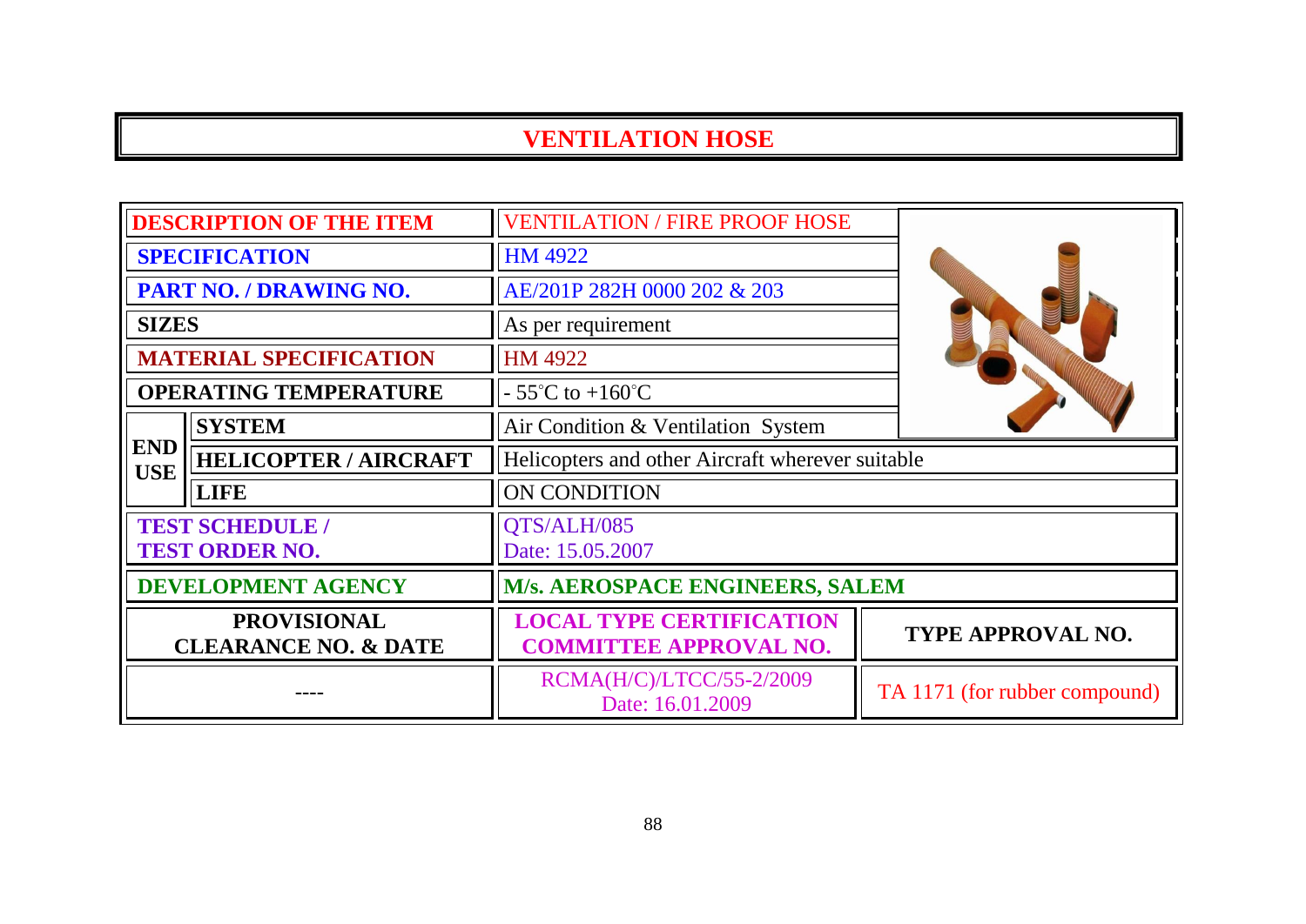# VENTILATION HOSE

| | | |
|---|---|---|
| **DESCRIPTION OF THE ITEM** | | VENTILATION / FIRE PROOF HOSE |
| **SPECIFICATION** | | HM 4922 |
| **PART NO. / DRAWING NO.** | | AE/201P 282H 0000 202 & 203 |
| **SIZES** | | As per requirement |
| **MATERIAL SPECIFICATION** | | HM 4922 |
| **OPERATING TEMPERATURE** | | - 55°C to +160°C |
| **END USE** | **SYSTEM** | Air Condition & Ventilation System |
| | **HELICOPTER / AIRCRAFT** | Helicopters and other Aircraft wherever suitable |
| | **LIFE** | ON CONDITION |
| **TEST SCHEDULE / TEST ORDER NO.** | | QTS/ALH/085 Date: 15.05.2007 |
| **DEVELOPMENT AGENCY** | | **M/s. AEROSPACE ENGINEERS, SALEM** |

| PROVISIONAL CLEARANCE NO. & DATE | LOCAL TYPE CERTIFICATION COMMITTEE APPROVAL NO. | TYPE APPROVAL NO. |
|---|---|---|
| ---- | RCMA(H/C)/LTCC/55-2/2009 Date: 16.01.2009 | TA 1171 (for rubber compound) |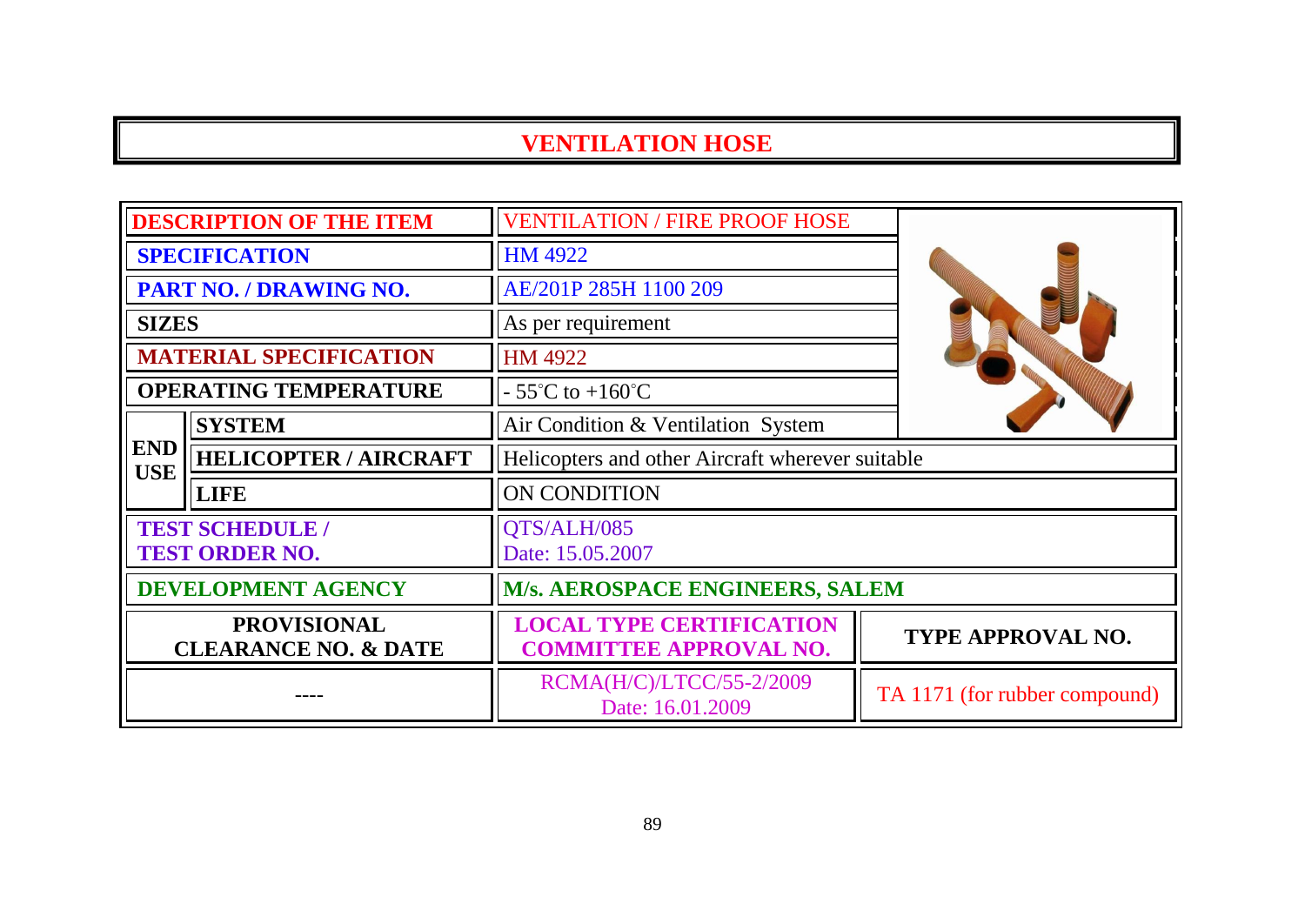# VENTILATION HOSE

| | | | |
|---|---|---|---|
| **DESCRIPTION OF THE ITEM** | | VENTILATION / FIRE PROOF HOSE | |
| **SPECIFICATION** | | HM 4922 | |
| **PART NO. / DRAWING NO.** | | AE/201P 285H 1100 209 | |
| **SIZES** | | As per requirement | |
| **MATERIAL SPECIFICATION** | | HM 4922 | |
| **OPERATING TEMPERATURE** | | - 55°C to +160°C | |
| **END USE** | **SYSTEM** | Air Condition & Ventilation System | |
| | **HELICOPTER / AIRCRAFT** | Helicopters and other Aircraft wherever suitable | |
| | **LIFE** | ON CONDITION | |
| **TEST SCHEDULE / TEST ORDER NO.** | | QTS/ALH/085 Date: 15.05.2007 | |
| **DEVELOPMENT AGENCY** | | **M/s. AEROSPACE ENGINEERS, SALEM** | |
| **PROVISIONAL CLEARANCE NO. & DATE** | | **LOCAL TYPE CERTIFICATION COMMITTEE APPROVAL NO.** | **TYPE APPROVAL NO.** |
| ---- | | RCMA(H/C)/LTCC/55-2/2009 Date: 16.01.2009 | TA 1171 (for rubber compound) |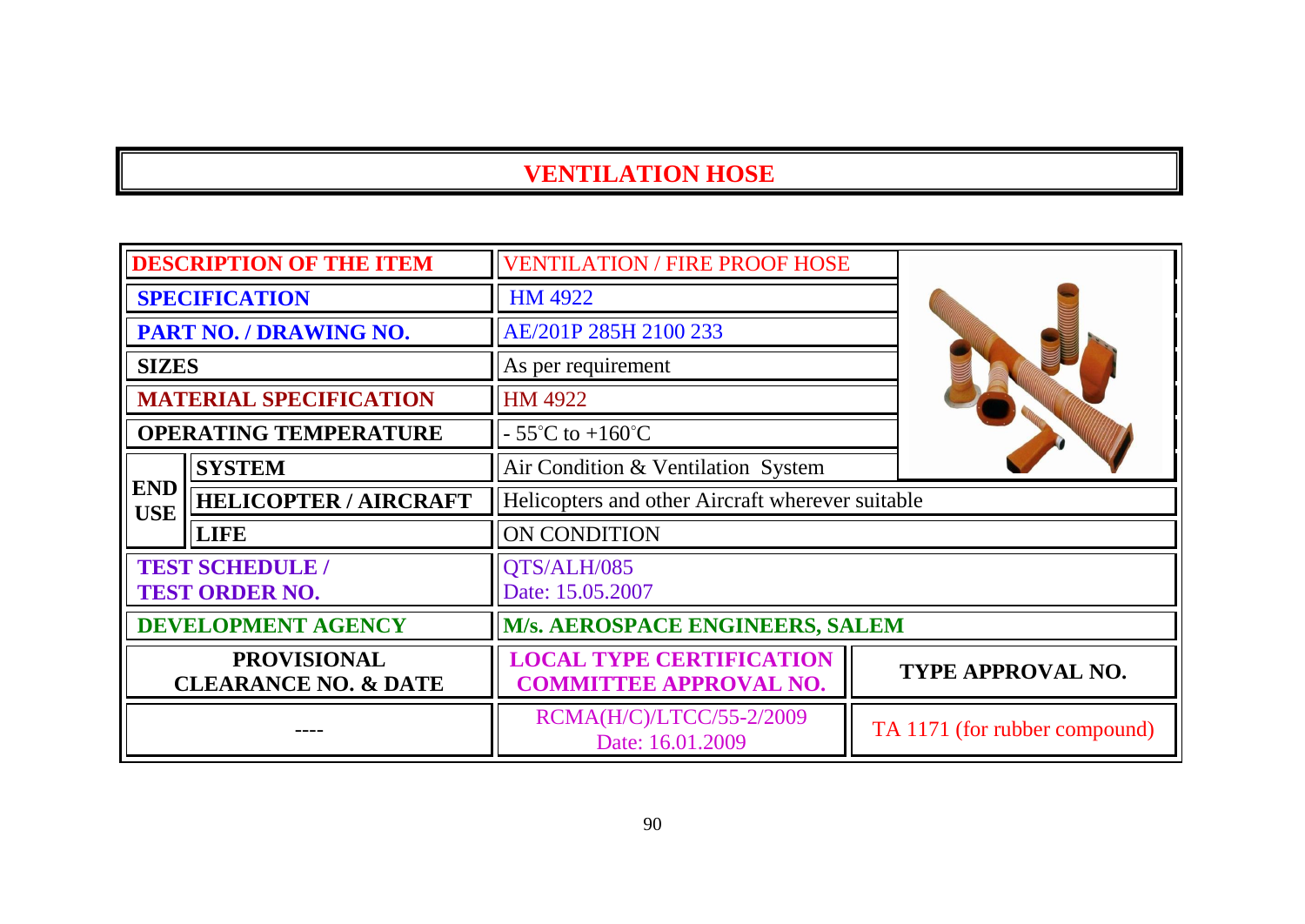# VENTILATION HOSE

| | | | |
|---|---|---|---|
| DESCRIPTION OF THE ITEM | | VENTILATION / FIRE PROOF HOSE | |
| SPECIFICATION | | HM 4922 | |
| PART NO. / DRAWING NO. | | AE/201P 285H 2100 233 | |
| SIZES | | As per requirement | |
| MATERIAL SPECIFICATION | | HM 4922 | |
| OPERATING TEMPERATURE | | - 55˚C to +160˚C | |
| END USE | SYSTEM | Air Condition & Ventilation System | |
| | HELICOPTER / AIRCRAFT | Helicopters and other Aircraft wherever suitable | |
| | LIFE | ON CONDITION | |
| TEST SCHEDULE / TEST ORDER NO. | | QTS/ALH/085 Date: 15.05.2007 | |
| DEVELOPMENT AGENCY | | M/s. AEROSPACE ENGINEERS, SALEM | |
| PROVISIONAL CLEARANCE NO. & DATE | | LOCAL TYPE CERTIFICATION COMMITTEE APPROVAL NO. | TYPE APPROVAL NO. |
| ---- | | RCMA(H/C)/LTCC/55-2/2009 Date: 16.01.2009 | TA 1171 (for rubber compound) |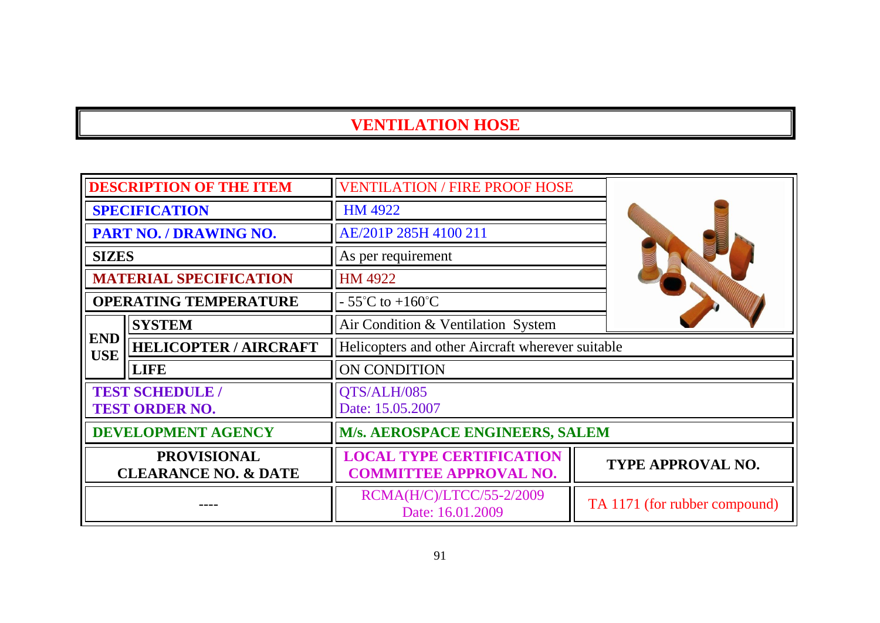# VENTILATION HOSE

| | | | |
|---|---|---|---|
| **DESCRIPTION OF THE ITEM** | | VENTILATION / FIRE PROOF HOSE | |
| **SPECIFICATION** | | HM 4922 | |
| **PART NO. / DRAWING NO.** | | AE/201P 285H 4100 211 | |
| **SIZES** | | As per requirement | |
| **MATERIAL SPECIFICATION** | | HM 4922 | |
| **OPERATING TEMPERATURE** | | - 55°C to +160°C | |
| **END USE** | **SYSTEM** | Air Condition & Ventilation System | |
| | **HELICOPTER / AIRCRAFT** | Helicopters and other Aircraft wherever suitable | |
| | **LIFE** | ON CONDITION | |
| **TEST SCHEDULE / TEST ORDER NO.** | | QTS/ALH/085 Date: 15.05.2007 | |
| **DEVELOPMENT AGENCY** | | **M/s. AEROSPACE ENGINEERS, SALEM** | |
| **PROVISIONAL CLEARANCE NO. & DATE** | | **LOCAL TYPE CERTIFICATION COMMITTEE APPROVAL NO.** | **TYPE APPROVAL NO.** |
| ---- | | RCMA(H/C)/LTCC/55-2/2009 Date: 16.01.2009 | TA 1171 (for rubber compound) |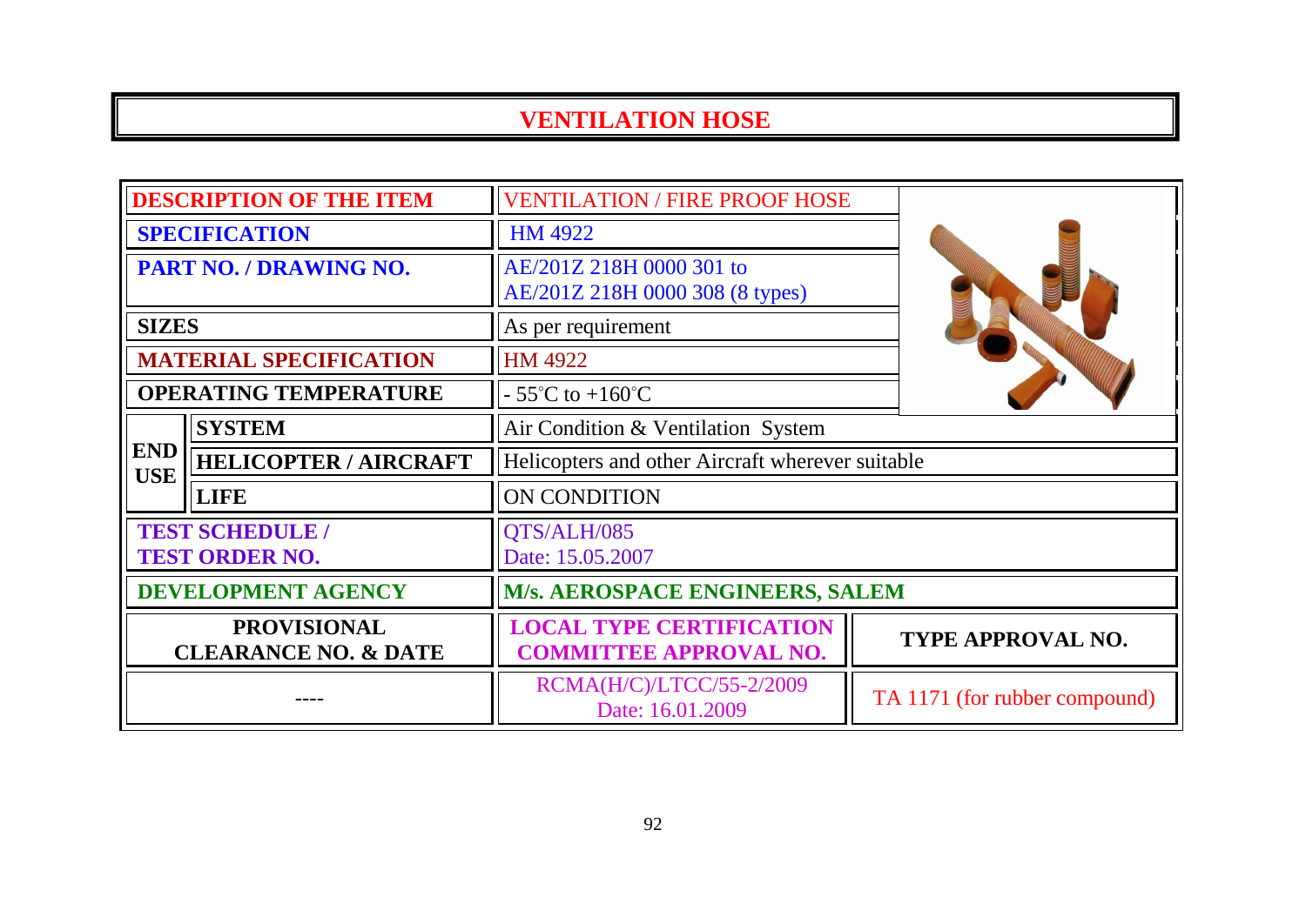# VENTILATION HOSE

| | | |
|---|---|---|
| **DESCRIPTION OF THE ITEM** | VENTILATION / FIRE PROOF HOSE | |
| **SPECIFICATION** | HM 4922 | |
| **PART NO. / DRAWING NO.** | AE/201Z 218H 0000 301 to AE/201Z 218H 0000 308 (8 types) | |
| **SIZES** | As per requirement | |
| **MATERIAL SPECIFICATION** | HM 4922 | |
| **OPERATING TEMPERATURE** | - 55°C to +160°C | |
| **END USE – SYSTEM** | Air Condition & Ventilation System | |
| **END USE – HELICOPTER / AIRCRAFT** | Helicopters and other Aircraft wherever suitable | |
| **END USE – LIFE** | ON CONDITION | |
| **TEST SCHEDULE / TEST ORDER NO.** | QTS/ALH/085 Date: 15.05.2007 | |
| **DEVELOPMENT AGENCY** | **M/s. AEROSPACE ENGINEERS, SALEM** | |
| **PROVISIONAL CLEARANCE NO. & DATE** | **LOCAL TYPE CERTIFICATION COMMITTEE APPROVAL NO.** | **TYPE APPROVAL NO.** |
| ---- | RCMA(H/C)/LTCC/55-2/2009 Date: 16.01.2009 | TA 1171 (for rubber compound) |